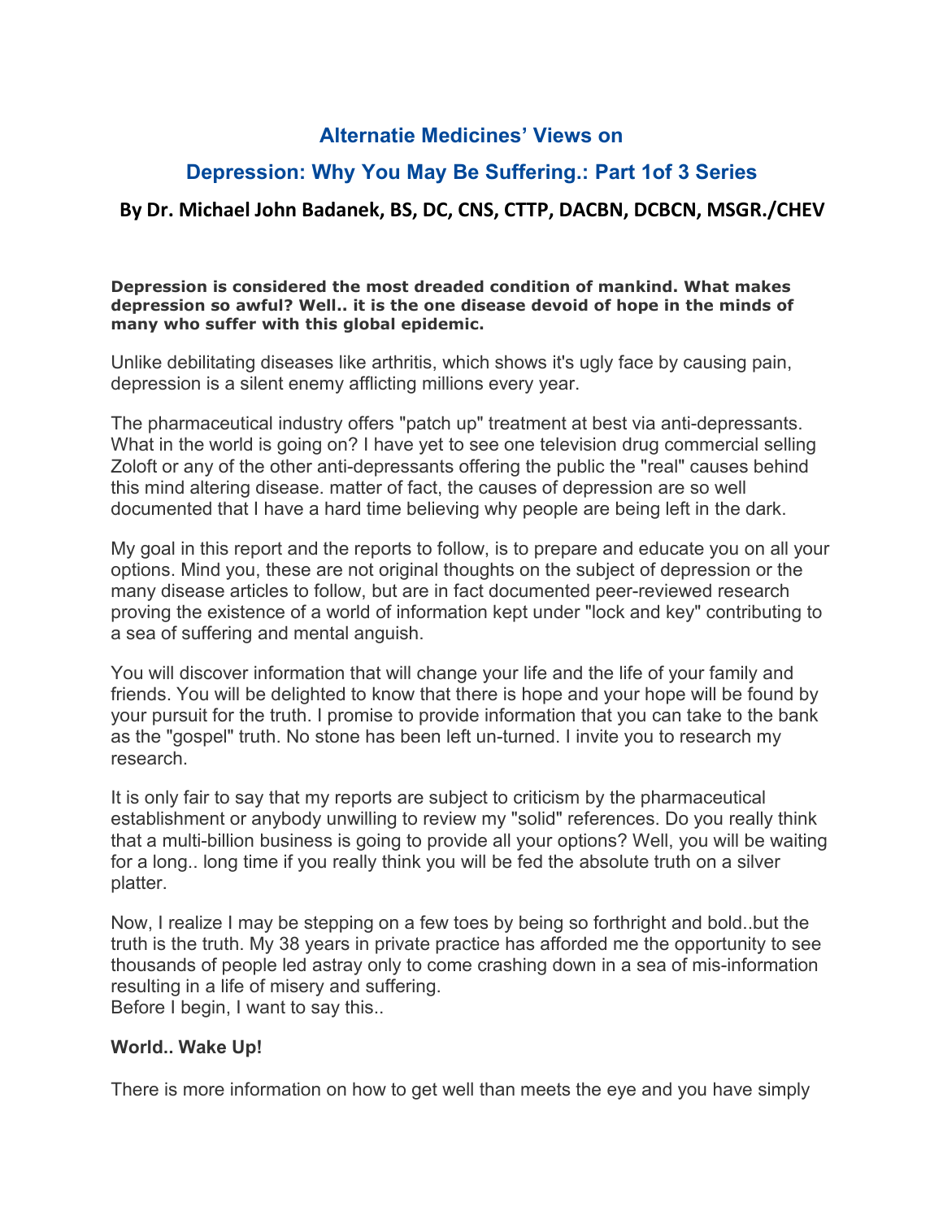## Alternatie Medicines' Views on

## Depression: Why You May Be Suffering.: Part 1of 3 Series

### By Dr. Michael John Badanek, BS, DC, CNS, CTTP, DACBN, DCBCN, MSGR./CHEV

**Depression is considered the most dreaded condition of mankind. What makes depression so awful? Well.. it is the one disease devoid of hope in the minds of many who suffer with this global epidemic.**

Unlike debilitating diseases like arthritis, which shows it's ugly face by causing pain, depression is a silent enemy afflicting millions every year.

The pharmaceutical industry offers "patch up" treatment at best via anti-depressants. What in the world is going on? I have yet to see one television drug commercial selling Zoloft or any of the other anti-depressants offering the public the "real" causes behind this mind altering disease. matter of fact, the causes of depression are so well documented that I have a hard time believing why people are being left in the dark.

My goal in this report and the reports to follow, is to prepare and educate you on all your options. Mind you, these are not original thoughts on the subject of depression or the many disease articles to follow, but are in fact documented peer-reviewed research proving the existence of a world of information kept under "lock and key" contributing to a sea of suffering and mental anguish.

You will discover information that will change your life and the life of your family and friends. You will be delighted to know that there is hope and your hope will be found by your pursuit for the truth. I promise to provide information that you can take to the bank as the "gospel" truth. No stone has been left un-turned. I invite you to research my research.

It is only fair to say that my reports are subject to criticism by the pharmaceutical establishment or anybody unwilling to review my "solid" references. Do you really think that a multi-billion business is going to provide all your options? Well, you will be waiting for a long.. long time if you really think you will be fed the absolute truth on a silver platter.

Now, I realize I may be stepping on a few toes by being so forthright and bold..but the truth is the truth. My 38 years in private practice has afforded me the opportunity to see thousands of people led astray only to come crashing down in a sea of mis-information resulting in a life of misery and suffering.
Before I begin, I want to say this..

**World.. Wake Up!**

There is more information on how to get well than meets the eye and you have simply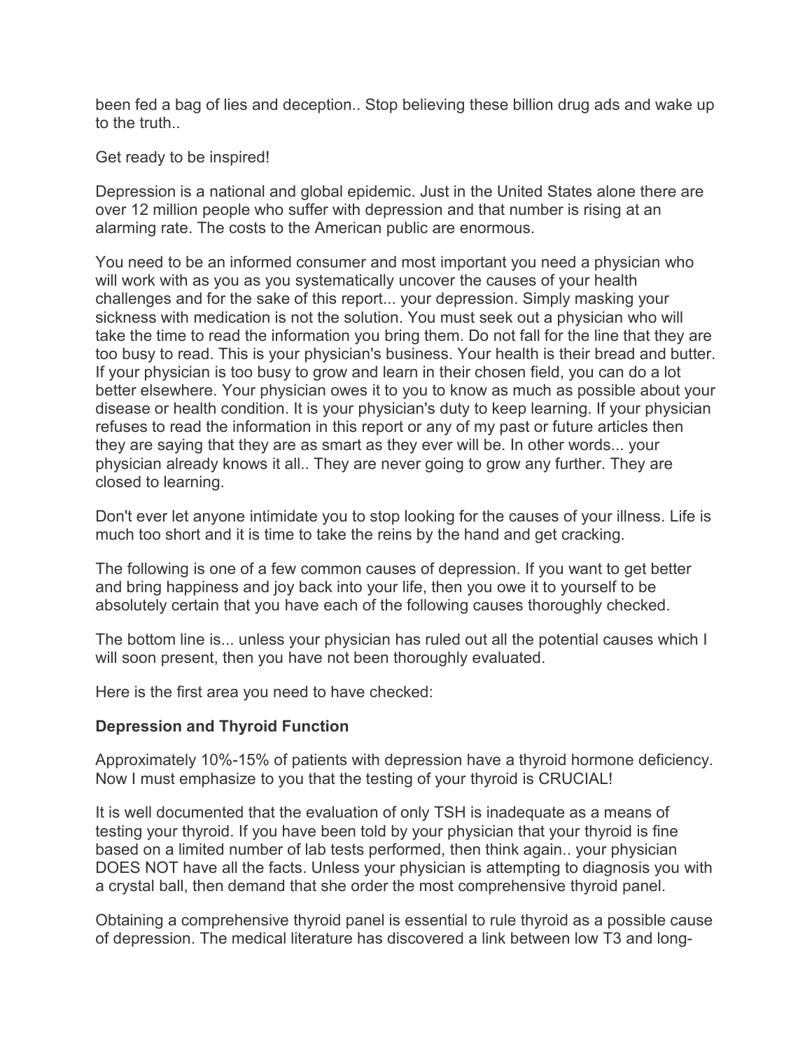been fed a bag of lies and deception.. Stop believing these billion drug ads and wake up to the truth..

Get ready to be inspired!

Depression is a national and global epidemic. Just in the United States alone there are over 12 million people who suffer with depression and that number is rising at an alarming rate. The costs to the American public are enormous.

You need to be an informed consumer and most important you need a physician who will work with as you as you systematically uncover the causes of your health challenges and for the sake of this report... your depression. Simply masking your sickness with medication is not the solution. You must seek out a physician who will take the time to read the information you bring them. Do not fall for the line that they are too busy to read. This is your physician's business. Your health is their bread and butter. If your physician is too busy to grow and learn in their chosen field, you can do a lot better elsewhere. Your physician owes it to you to know as much as possible about your disease or health condition. It is your physician's duty to keep learning. If your physician refuses to read the information in this report or any of my past or future articles then they are saying that they are as smart as they ever will be. In other words... your physician already knows it all.. They are never going to grow any further. They are closed to learning.

Don't ever let anyone intimidate you to stop looking for the causes of your illness. Life is much too short and it is time to take the reins by the hand and get cracking.

The following is one of a few common causes of depression. If you want to get better and bring happiness and joy back into your life, then you owe it to yourself to be absolutely certain that you have each of the following causes thoroughly checked.

The bottom line is... unless your physician has ruled out all the potential causes which I will soon present, then you have not been thoroughly evaluated.

Here is the first area you need to have checked:

**Depression and Thyroid Function**

Approximately 10%-15% of patients with depression have a thyroid hormone deficiency. Now I must emphasize to you that the testing of your thyroid is CRUCIAL!

It is well documented that the evaluation of only TSH is inadequate as a means of testing your thyroid. If you have been told by your physician that your thyroid is fine based on a limited number of lab tests performed, then think again.. your physician DOES NOT have all the facts. Unless your physician is attempting to diagnosis you with a crystal ball, then demand that she order the most comprehensive thyroid panel.

Obtaining a comprehensive thyroid panel is essential to rule thyroid as a possible cause of depression. The medical literature has discovered a link between low T3 and long-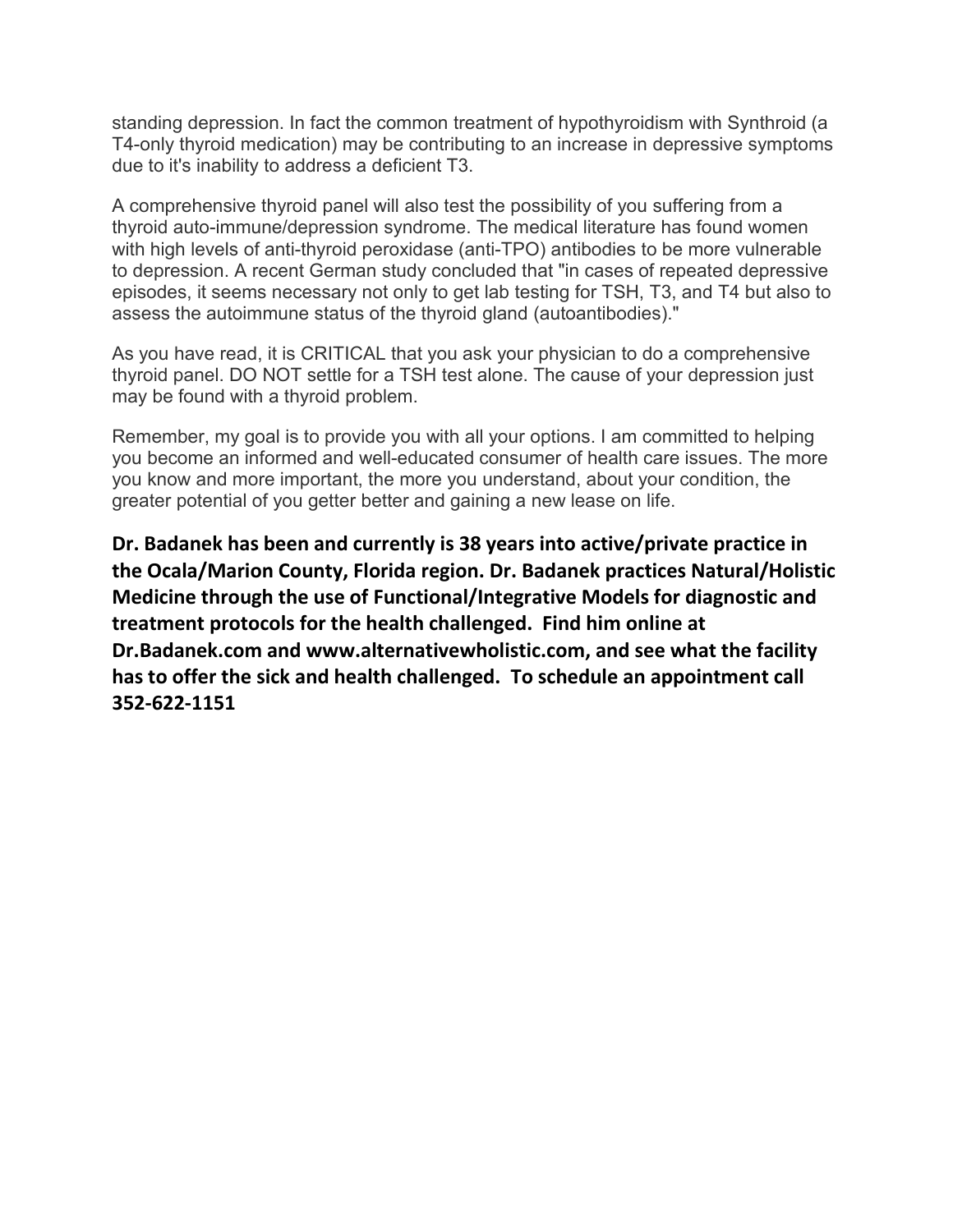standing depression. In fact the common treatment of hypothyroidism with Synthroid (a T4-only thyroid medication) may be contributing to an increase in depressive symptoms due to it's inability to address a deficient T3.

A comprehensive thyroid panel will also test the possibility of you suffering from a thyroid auto-immune/depression syndrome. The medical literature has found women with high levels of anti-thyroid peroxidase (anti-TPO) antibodies to be more vulnerable to depression. A recent German study concluded that "in cases of repeated depressive episodes, it seems necessary not only to get lab testing for TSH, T3, and T4 but also to assess the autoimmune status of the thyroid gland (autoantibodies)."

As you have read, it is CRITICAL that you ask your physician to do a comprehensive thyroid panel. DO NOT settle for a TSH test alone. The cause of your depression just may be found with a thyroid problem.

Remember, my goal is to provide you with all your options. I am committed to helping you become an informed and well-educated consumer of health care issues. The more you know and more important, the more you understand, about your condition, the greater potential of you getter better and gaining a new lease on life.

**Dr. Badanek has been and currently is 38 years into active/private practice in the Ocala/Marion County, Florida region. Dr. Badanek practices Natural/Holistic Medicine through the use of Functional/Integrative Models for diagnostic and treatment protocols for the health challenged. Find him online at Dr.Badanek.com and www.alternativewholistic.com, and see what the facility has to offer the sick and health challenged. To schedule an appointment call 352-622-1151**